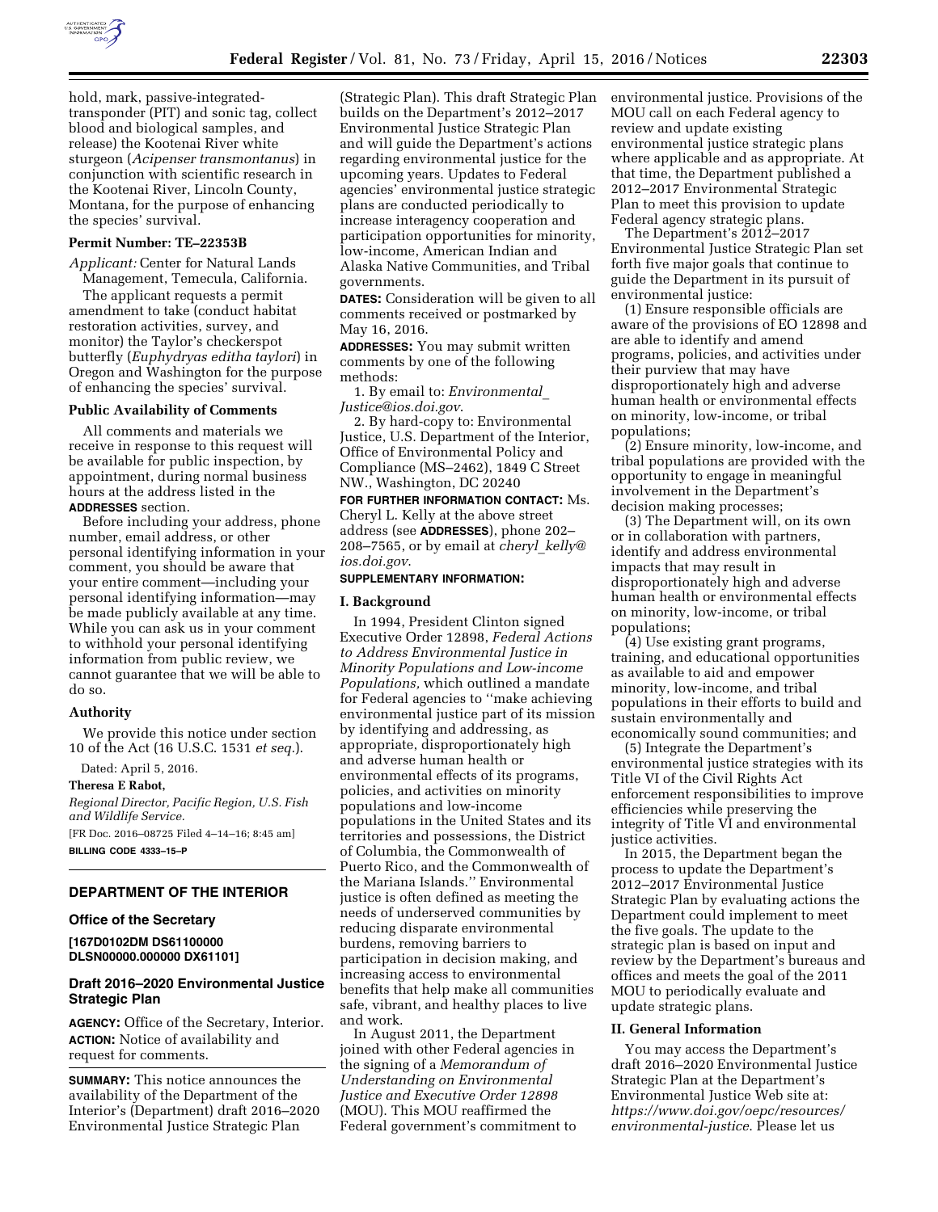hold, mark, passive-integrated-transponder (PIT) and sonic tag, collect blood and biological samples, and release) the Kootenai River white sturgeon (*Acipenser transmontanus*) in conjunction with scientific research in the Kootenai River, Lincoln County, Montana, for the purpose of enhancing the species' survival.

### Permit Number: TE–22353B

*Applicant:* Center for Natural Lands Management, Temecula, California.

The applicant requests a permit amendment to take (conduct habitat restoration activities, survey, and monitor) the Taylor's checkerspot butterfly (*Euphydryas editha taylori*) in Oregon and Washington for the purpose of enhancing the species' survival.

### Public Availability of Comments

All comments and materials we receive in response to this request will be available for public inspection, by appointment, during normal business hours at the address listed in the **ADDRESSES** section.

Before including your address, phone number, email address, or other personal identifying information in your comment, you should be aware that your entire comment—including your personal identifying information—may be made publicly available at any time. While you can ask us in your comment to withhold your personal identifying information from public review, we cannot guarantee that we will be able to do so.

### Authority

We provide this notice under section 10 of the Act (16 U.S.C. 1531 *et seq.*).

Dated: April 5, 2016.

**Theresa E Rabot,**

*Regional Director, Pacific Region, U.S. Fish and Wildlife Service.*

[FR Doc. 2016–08725 Filed 4–14–16; 8:45 am]

**BILLING CODE 4333–15–P**

## DEPARTMENT OF THE INTERIOR

### Office of the Secretary

**[167D0102DM DS61100000 DLSN00000.000000 DX61101]**

## Draft 2016–2020 Environmental Justice Strategic Plan

**AGENCY:** Office of the Secretary, Interior.

**ACTION:** Notice of availability and request for comments.

**SUMMARY:** This notice announces the availability of the Department of the Interior's (Department) draft 2016–2020 Environmental Justice Strategic Plan (Strategic Plan). This draft Strategic Plan builds on the Department's 2012–2017 Environmental Justice Strategic Plan and will guide the Department's actions regarding environmental justice for the upcoming years. Updates to Federal agencies' environmental justice strategic plans are conducted periodically to increase interagency cooperation and participation opportunities for minority, low-income, American Indian and Alaska Native Communities, and Tribal governments.

**DATES:** Consideration will be given to all comments received or postmarked by May 16, 2016.

**ADDRESSES:** You may submit written comments by one of the following methods:

1. By email to: *Environmental_Justice@ios.doi.gov*.
2. By hard-copy to: Environmental Justice, U.S. Department of the Interior, Office of Environmental Policy and Compliance (MS–2462), 1849 C Street NW., Washington, DC 20240

**FOR FURTHER INFORMATION CONTACT:** Ms. Cheryl L. Kelly at the above street address (see **ADDRESSES**), phone 202–208–7565, or by email at *cheryl_kelly@ios.doi.gov*.

**SUPPLEMENTARY INFORMATION:**

### I. Background

In 1994, President Clinton signed Executive Order 12898, *Federal Actions to Address Environmental Justice in Minority Populations and Low-income Populations,* which outlined a mandate for Federal agencies to ''make achieving environmental justice part of its mission by identifying and addressing, as appropriate, disproportionately high and adverse human health or environmental effects of its programs, policies, and activities on minority populations and low-income populations in the United States and its territories and possessions, the District of Columbia, the Commonwealth of Puerto Rico, and the Commonwealth of the Mariana Islands.'' Environmental justice is often defined as meeting the needs of underserved communities by reducing disparate environmental burdens, removing barriers to participation in decision making, and increasing access to environmental benefits that help make all communities safe, vibrant, and healthy places to live and work.

In August 2011, the Department joined with other Federal agencies in the signing of a *Memorandum of Understanding on Environmental Justice and Executive Order 12898* (MOU). This MOU reaffirmed the Federal government's commitment to environmental justice. Provisions of the MOU call on each Federal agency to review and update existing environmental justice strategic plans where applicable and as appropriate. At that time, the Department published a 2012–2017 Environmental Strategic Plan to meet this provision to update Federal agency strategic plans.

The Department's 2012–2017 Environmental Justice Strategic Plan set forth five major goals that continue to guide the Department in its pursuit of environmental justice:

(1) Ensure responsible officials are aware of the provisions of EO 12898 and are able to identify and amend programs, policies, and activities under their purview that may have disproportionately high and adverse human health or environmental effects on minority, low-income, or tribal populations;

(2) Ensure minority, low-income, and tribal populations are provided with the opportunity to engage in meaningful involvement in the Department's decision making processes;

(3) The Department will, on its own or in collaboration with partners, identify and address environmental impacts that may result in disproportionately high and adverse human health or environmental effects on minority, low-income, or tribal populations;

(4) Use existing grant programs, training, and educational opportunities as available to aid and empower minority, low-income, and tribal populations in their efforts to build and sustain environmentally and economically sound communities; and

(5) Integrate the Department's environmental justice strategies with its Title VI of the Civil Rights Act enforcement responsibilities to improve efficiencies while preserving the integrity of Title VI and environmental justice activities.

In 2015, the Department began the process to update the Department's 2012–2017 Environmental Justice Strategic Plan by evaluating actions the Department could implement to meet the five goals. The update to the strategic plan is based on input and review by the Department's bureaus and offices and meets the goal of the 2011 MOU to periodically evaluate and update strategic plans.

### II. General Information

You may access the Department's draft 2016–2020 Environmental Justice Strategic Plan at the Department's Environmental Justice Web site at: *https://www.doi.gov/oepc/resources/environmental-justice*. Please let us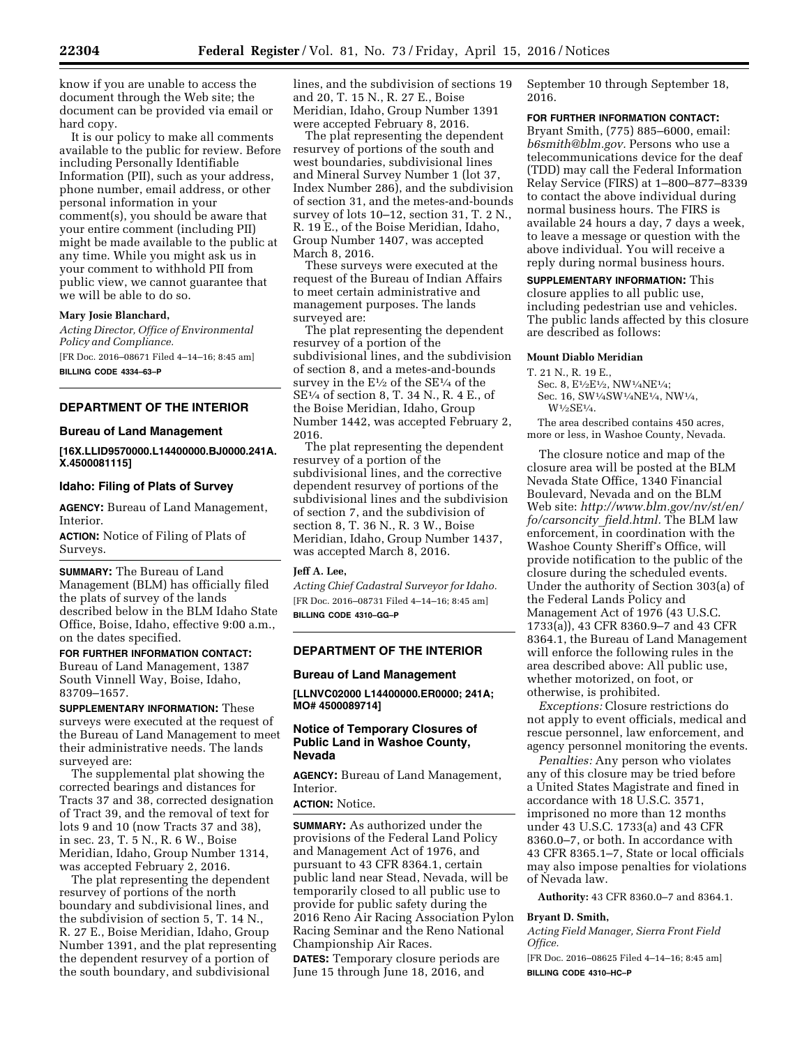know if you are unable to access the document through the Web site; the document can be provided via email or hard copy.

It is our policy to make all comments available to the public for review. Before including Personally Identifiable Information (PII), such as your address, phone number, email address, or other personal information in your comment(s), you should be aware that your entire comment (including PII) might be made available to the public at any time. While you might ask us in your comment to withhold PII from public view, we cannot guarantee that we will be able to do so.

**Mary Josie Blanchard,**

*Acting Director, Office of Environmental Policy and Compliance.*

[FR Doc. 2016–08671 Filed 4–14–16; 8:45 am]

**BILLING CODE 4334–63–P**

---

## DEPARTMENT OF THE INTERIOR

### Bureau of Land Management

**[16X.LLID9570000.L14400000.BJ0000.241A. X.4500081115]**

### Idaho: Filing of Plats of Survey

**AGENCY:** Bureau of Land Management, Interior.

**ACTION:** Notice of Filing of Plats of Surveys.

**SUMMARY:** The Bureau of Land Management (BLM) has officially filed the plats of survey of the lands described below in the BLM Idaho State Office, Boise, Idaho, effective 9:00 a.m., on the dates specified.

**FOR FURTHER INFORMATION CONTACT:** Bureau of Land Management, 1387 South Vinnell Way, Boise, Idaho, 83709–1657.

**SUPPLEMENTARY INFORMATION:** These surveys were executed at the request of the Bureau of Land Management to meet their administrative needs. The lands surveyed are:

The supplemental plat showing the corrected bearings and distances for Tracts 37 and 38, corrected designation of Tract 39, and the removal of text for lots 9 and 10 (now Tracts 37 and 38), in sec. 23, T. 5 N., R. 6 W., Boise Meridian, Idaho, Group Number 1314, was accepted February 2, 2016.

The plat representing the dependent resurvey of portions of the north boundary and subdivisional lines, and the subdivision of section 5, T. 14 N., R. 27 E., Boise Meridian, Idaho, Group Number 1391, and the plat representing the dependent resurvey of a portion of the south boundary, and subdivisional lines, and the subdivision of sections 19 and 20, T. 15 N., R. 27 E., Boise Meridian, Idaho, Group Number 1391 were accepted February 8, 2016.

The plat representing the dependent resurvey of portions of the south and west boundaries, subdivisional lines and Mineral Survey Number 1 (lot 37, Index Number 286), and the subdivision of section 31, and the metes-and-bounds survey of lots 10–12, section 31, T. 2 N., R. 19 E., of the Boise Meridian, Idaho, Group Number 1407, was accepted March 8, 2016.

These surveys were executed at the request of the Bureau of Indian Affairs to meet certain administrative and management purposes. The lands surveyed are:

The plat representing the dependent resurvey of a portion of the subdivisional lines, and the subdivision of section 8, and a metes-and-bounds survey in the E½ of the SE¼ of the SE¼ of section 8, T. 34 N., R. 4 E., of the Boise Meridian, Idaho, Group Number 1442, was accepted February 2, 2016.

The plat representing the dependent resurvey of a portion of the subdivisional lines, and the corrective dependent resurvey of portions of the subdivisional lines and the subdivision of section 7, and the subdivision of section 8, T. 36 N., R. 3 W., Boise Meridian, Idaho, Group Number 1437, was accepted March 8, 2016.

**Jeff A. Lee,**

*Acting Chief Cadastral Surveyor for Idaho.*

[FR Doc. 2016–08731 Filed 4–14–16; 8:45 am]

**BILLING CODE 4310–GG–P**

---

## DEPARTMENT OF THE INTERIOR

### Bureau of Land Management

**[LLNVC02000 L14400000.ER0000; 241A; MO# 4500089714]**

### Notice of Temporary Closures of Public Land in Washoe County, Nevada

**AGENCY:** Bureau of Land Management, Interior.

**ACTION:** Notice.

**SUMMARY:** As authorized under the provisions of the Federal Land Policy and Management Act of 1976, and pursuant to 43 CFR 8364.1, certain public land near Stead, Nevada, will be temporarily closed to all public use to provide for public safety during the 2016 Reno Air Racing Association Pylon Racing Seminar and the Reno National Championship Air Races.

**DATES:** Temporary closure periods are June 15 through June 18, 2016, and September 10 through September 18, 2016.

**FOR FURTHER INFORMATION CONTACT:** Bryant Smith, (775) 885–6000, email: *b6smith@blm.gov.* Persons who use a telecommunications device for the deaf (TDD) may call the Federal Information Relay Service (FIRS) at 1–800–877–8339 to contact the above individual during normal business hours. The FIRS is available 24 hours a day, 7 days a week, to leave a message or question with the above individual. You will receive a reply during normal business hours.

**SUPPLEMENTARY INFORMATION:** This closure applies to all public use, including pedestrian use and vehicles. The public lands affected by this closure are described as follows:

**Mount Diablo Meridian**

T. 21 N., R. 19 E.,
Sec. 8, E½E½, NW¼NE¼;
Sec. 16, SW¼SW¼NE¼, NW¼, W½SE¼.

The area described contains 450 acres, more or less, in Washoe County, Nevada.

The closure notice and map of the closure area will be posted at the BLM Nevada State Office, 1340 Financial Boulevard, Nevada and on the BLM Web site: *http://www.blm.gov/nv/st/en/fo/carsoncity_field.html.* The BLM law enforcement, in coordination with the Washoe County Sheriff's Office, will provide notification to the public of the closure during the scheduled events. Under the authority of Section 303(a) of the Federal Lands Policy and Management Act of 1976 (43 U.S.C. 1733(a)), 43 CFR 8360.9–7 and 43 CFR 8364.1, the Bureau of Land Management will enforce the following rules in the area described above: All public use, whether motorized, on foot, or otherwise, is prohibited.

*Exceptions:* Closure restrictions do not apply to event officials, medical and rescue personnel, law enforcement, and agency personnel monitoring the events.

*Penalties:* Any person who violates any of this closure may be tried before a United States Magistrate and fined in accordance with 18 U.S.C. 3571, imprisoned no more than 12 months under 43 U.S.C. 1733(a) and 43 CFR 8360.0–7, or both. In accordance with 43 CFR 8365.1–7, State or local officials may also impose penalties for violations of Nevada law.

**Authority:** 43 CFR 8360.0–7 and 8364.1.

**Bryant D. Smith,**

*Acting Field Manager, Sierra Front Field Office.*

[FR Doc. 2016–08625 Filed 4–14–16; 8:45 am]

**BILLING CODE 4310–HC–P**